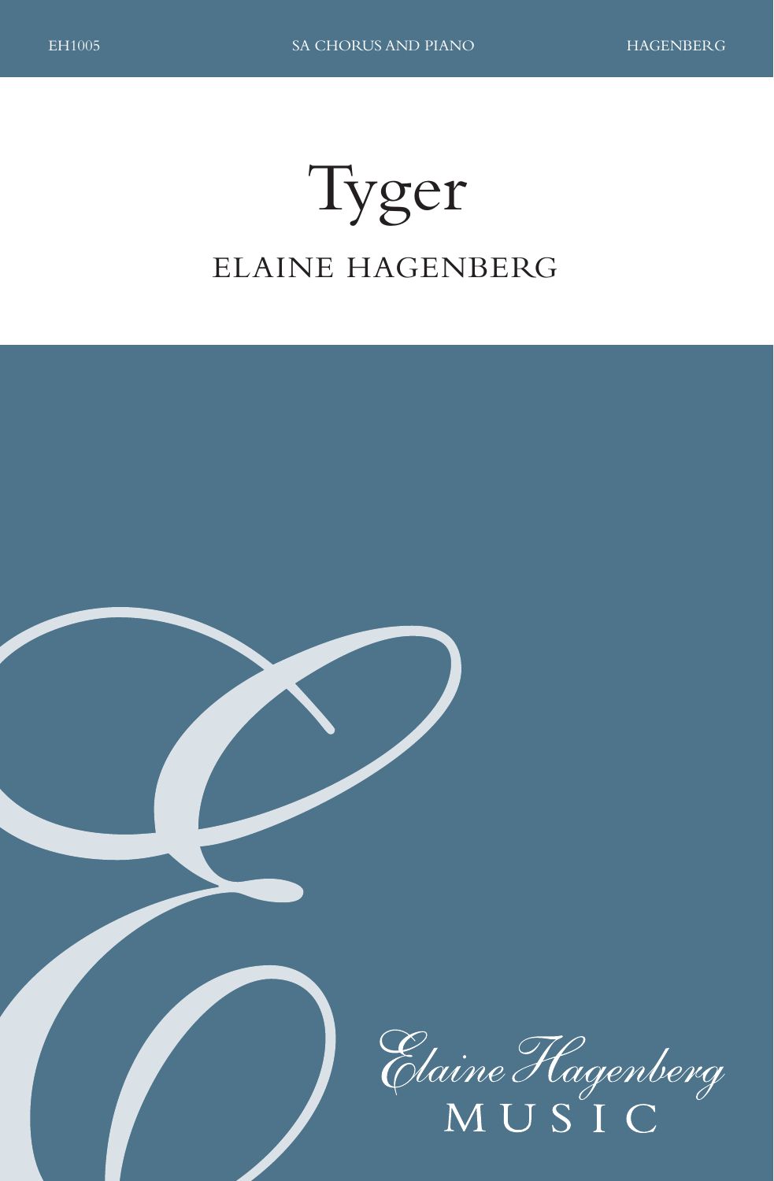EH1005 SA CHORUS AND PIANO HAGENBERG

# Tyger

## ELAINE HAGENBERG

Elaine Hagenberg
MUSIC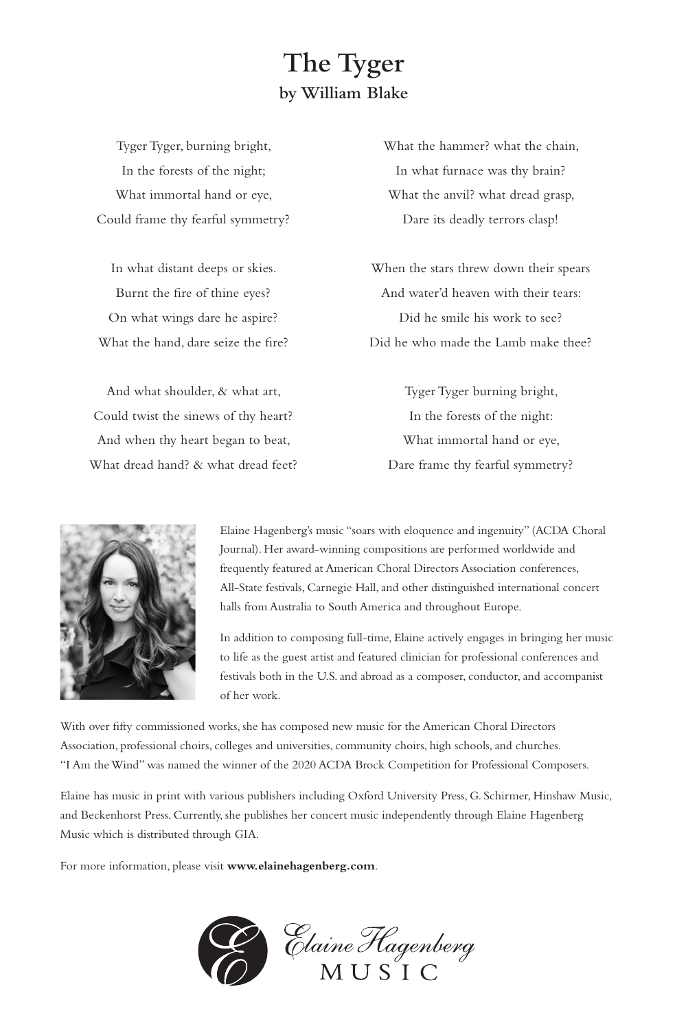# The Tyger

### by William Blake

Tyger Tyger, burning bright,
In the forests of the night;
What immortal hand or eye,
Could frame thy fearful symmetry?

In what distant deeps or skies.
Burnt the fire of thine eyes?
On what wings dare he aspire?
What the hand, dare seize the fire?

And what shoulder, & what art,
Could twist the sinews of thy heart?
And when thy heart began to beat,
What dread hand? & what dread feet?

What the hammer? what the chain,
In what furnace was thy brain?
What the anvil? what dread grasp,
Dare its deadly terrors clasp!

When the stars threw down their spears
And water'd heaven with their tears:
Did he smile his work to see?
Did he who made the Lamb make thee?

Tyger Tyger burning bright,
In the forests of the night:
What immortal hand or eye,
Dare frame thy fearful symmetry?

Elaine Hagenberg's music "soars with eloquence and ingenuity" (ACDA Choral Journal). Her award-winning compositions are performed worldwide and frequently featured at American Choral Directors Association conferences, All-State festivals, Carnegie Hall, and other distinguished international concert halls from Australia to South America and throughout Europe.

In addition to composing full-time, Elaine actively engages in bringing her music to life as the guest artist and featured clinician for professional conferences and festivals both in the U.S. and abroad as a composer, conductor, and accompanist of her work.

With over fifty commissioned works, she has composed new music for the American Choral Directors Association, professional choirs, colleges and universities, community choirs, high schools, and churches. "I Am the Wind" was named the winner of the 2020 ACDA Brock Competition for Professional Composers.

Elaine has music in print with various publishers including Oxford University Press, G. Schirmer, Hinshaw Music, and Beckenhorst Press. Currently, she publishes her concert music independently through Elaine Hagenberg Music which is distributed through GIA.

For more information, please visit **www.elainehagenberg.com**.

Elaine Hagenberg MUSIC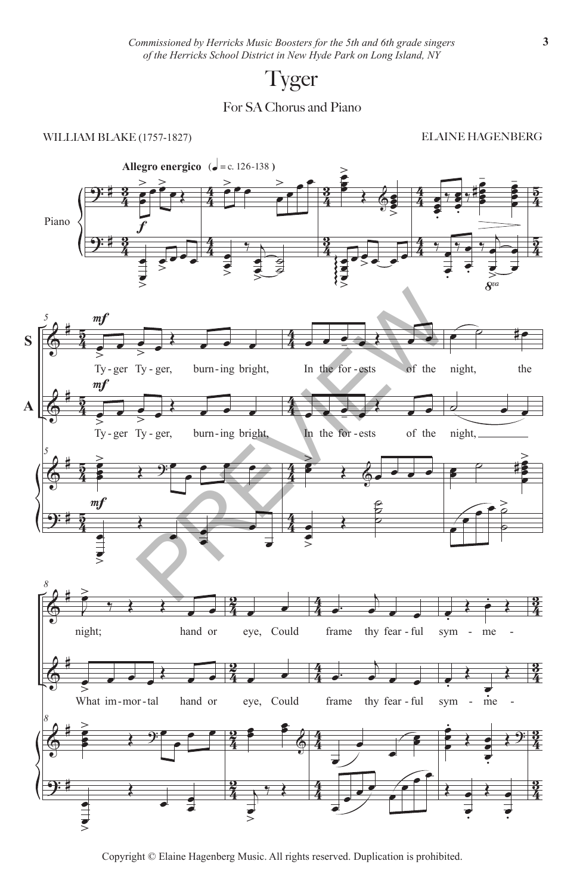*Commissioned by Herricks Music Boosters for the 5th and 6th grade singers of the Herricks School District in New Hyde Park on Long Island, NY*

# Tyger

For SA Chorus and Piano

WILLIAM BLAKE (1757-1827)

ELAINE HAGENBERG

**Allegro energico** (♩ = c. 126-138)

Tyger Tyger, burning bright,
In the forests of the night,
What immortal hand or eye,
Could frame thy fearful symme-

Copyright © Elaine Hagenberg Music. All rights reserved. Duplication is prohibited.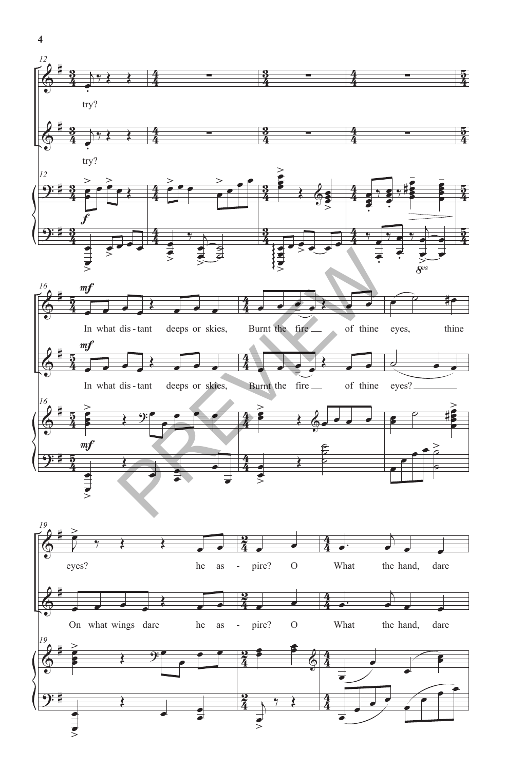12

try?

try?

16

*mf*

In what dis - tant deeps or skies, Burnt the fire of thine eyes, thine

*mf*

In what dis - tant deeps or skies, Burnt the fire of thine eyes?

19

eyes? he as - pire? O What the hand, dare

On what wings dare he as - pire? O What the hand, dare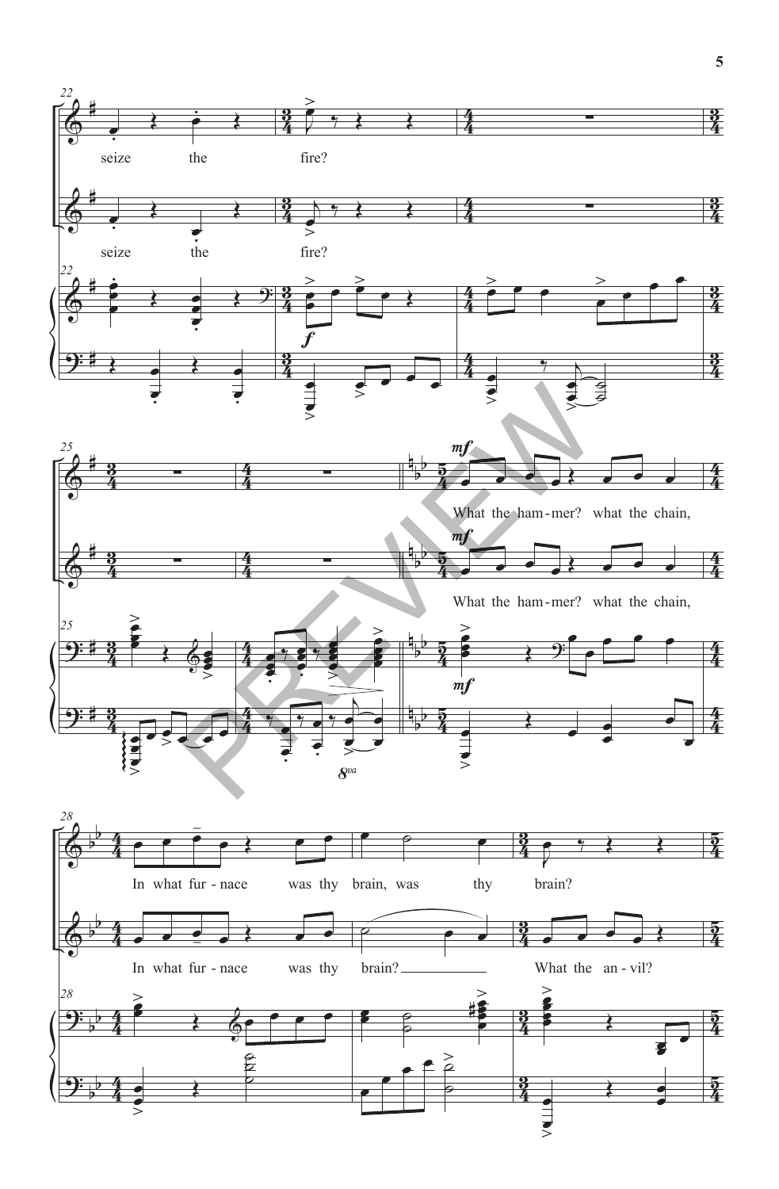seize the fire?

seize the fire?

What the ham-mer? what the chain,

What the ham-mer? what the chain,

In what fur-nace was thy brain, was thy brain?

In what fur-nace was thy brain? What the an-vil?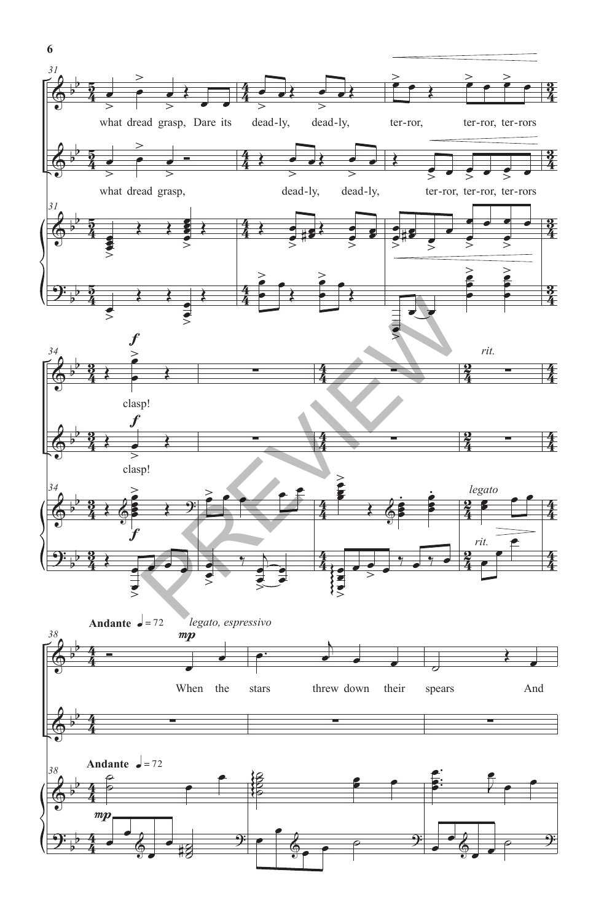what dread grasp, Dare its dead-ly, dead-ly, ter-ror, ter-ror, ter-rors

what dread grasp, dead-ly, dead-ly, ter-ror, ter-ror, ter-rors

clasp!

clasp!

*rit.*

*legato*

**Andante** ♩ = 72 *legato, espressivo*

*mp*

When the stars threw down their spears And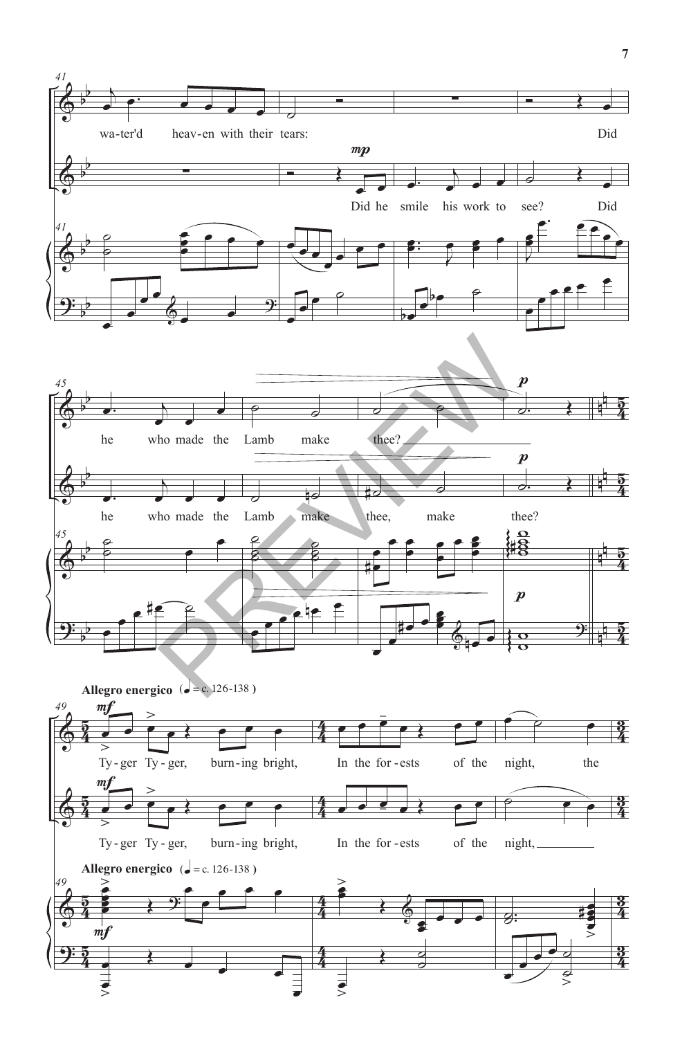wa-ter'd heav-en with their tears: Did

Did he smile his work to see? Did

he who made the Lamb make thee?

he who made the Lamb make thee, make thee?

**Allegro energico** (♩ = c. 126-138)

Ty-ger Ty-ger, burn-ing bright, In the for-ests of the night, the

Ty-ger Ty-ger, burn-ing bright, In the for-ests of the night,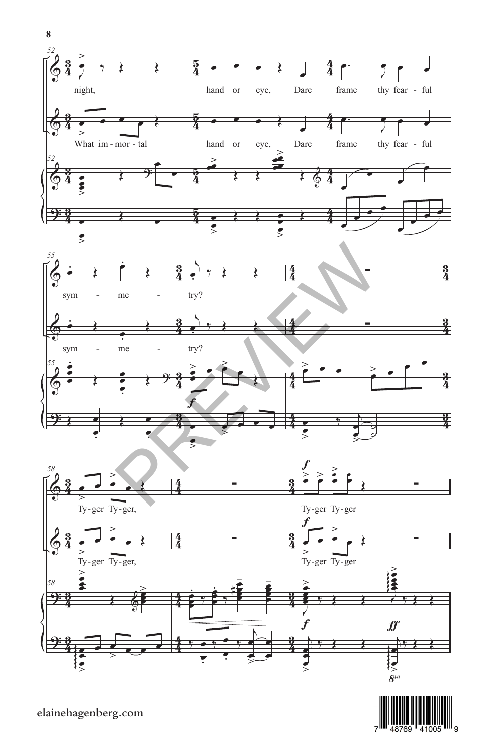night,

hand or eye, Dare frame thy fear - ful

What im - mor - tal hand or eye, Dare frame thy fear - ful

sym - me - try?

sym - me - try?

Ty - ger Ty - ger,

Ty - ger Ty - ger

Ty - ger Ty - ger,

Ty - ger Ty - ger

elainehagenberg.com